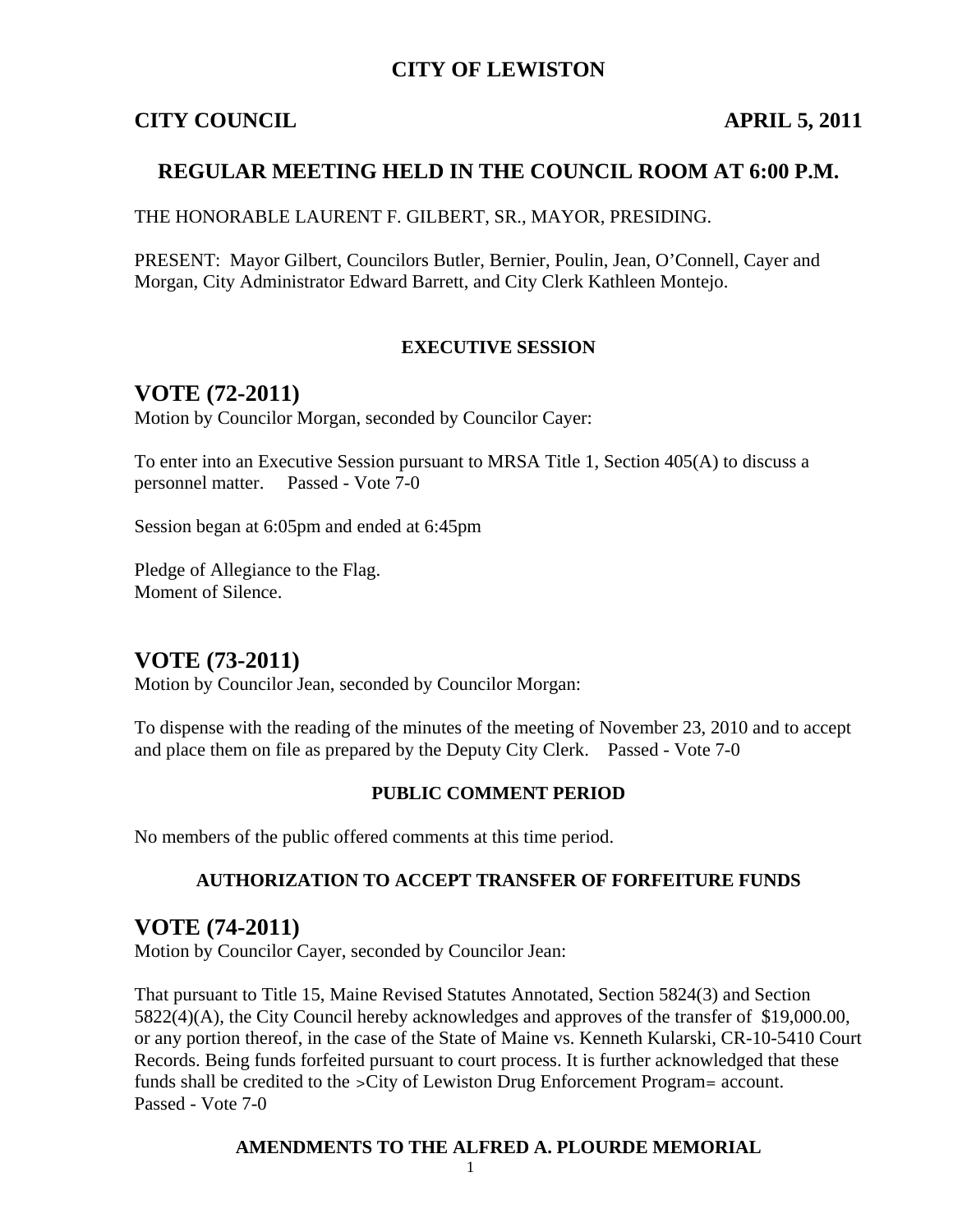# CITY OF LEWISTON

## CITY COUNCIL APRIL 5, 2011

## REGULAR MEETING HELD IN THE COUNCIL ROOM AT 6:00 P.M.

THE HONORABLE LAURENT F. GILBERT, SR., MAYOR, PRESIDING.

PRESENT: Mayor Gilbert, Councilors Butler, Bernier, Poulin, Jean, O'Connell, Cayer and Morgan, City Administrator Edward Barrett, and City Clerk Kathleen Montejo.

### EXECUTIVE SESSION

## VOTE (72-2011)

Motion by Councilor Morgan, seconded by Councilor Cayer:

To enter into an Executive Session pursuant to MRSA Title 1, Section 405(A) to discuss a personnel matter. Passed - Vote 7-0

Session began at 6:05pm and ended at 6:45pm

Pledge of Allegiance to the Flag.
Moment of Silence.

## VOTE (73-2011)

Motion by Councilor Jean, seconded by Councilor Morgan:

To dispense with the reading of the minutes of the meeting of November 23, 2010 and to accept and place them on file as prepared by the Deputy City Clerk. Passed - Vote 7-0

### PUBLIC COMMENT PERIOD

No members of the public offered comments at this time period.

### AUTHORIZATION TO ACCEPT TRANSFER OF FORFEITURE FUNDS

## VOTE (74-2011)

Motion by Councilor Cayer, seconded by Councilor Jean:

That pursuant to Title 15, Maine Revised Statutes Annotated, Section 5824(3) and Section 5822(4)(A), the City Council hereby acknowledges and approves of the transfer of $19,000.00, or any portion thereof, in the case of the State of Maine vs. Kenneth Kularski, CR-10-5410 Court Records. Being funds forfeited pursuant to court process. It is further acknowledged that these funds shall be credited to the >City of Lewiston Drug Enforcement Program= account. Passed - Vote 7-0

### AMENDMENTS TO THE ALFRED A. PLOURDE MEMORIAL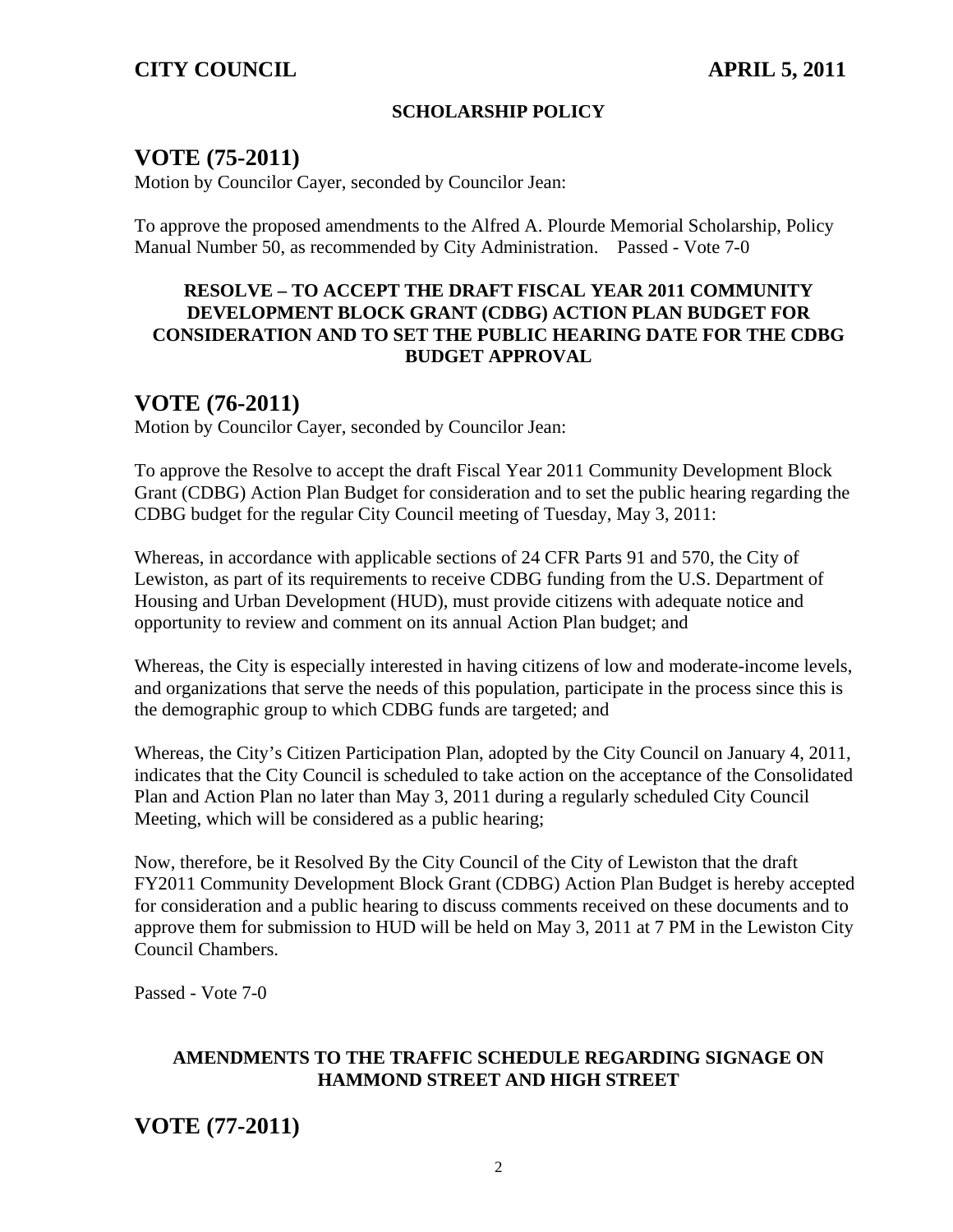**SCHOLARSHIP POLICY**

## VOTE (75-2011)

Motion by Councilor Cayer, seconded by Councilor Jean:

To approve the proposed amendments to the Alfred A. Plourde Memorial Scholarship, Policy Manual Number 50, as recommended by City Administration. Passed - Vote 7-0

**RESOLVE – TO ACCEPT THE DRAFT FISCAL YEAR 2011 COMMUNITY DEVELOPMENT BLOCK GRANT (CDBG) ACTION PLAN BUDGET FOR CONSIDERATION AND TO SET THE PUBLIC HEARING DATE FOR THE CDBG BUDGET APPROVAL**

## VOTE (76-2011)

Motion by Councilor Cayer, seconded by Councilor Jean:

To approve the Resolve to accept the draft Fiscal Year 2011 Community Development Block Grant (CDBG) Action Plan Budget for consideration and to set the public hearing regarding the CDBG budget for the regular City Council meeting of Tuesday, May 3, 2011:

Whereas, in accordance with applicable sections of 24 CFR Parts 91 and 570, the City of Lewiston, as part of its requirements to receive CDBG funding from the U.S. Department of Housing and Urban Development (HUD), must provide citizens with adequate notice and opportunity to review and comment on its annual Action Plan budget; and

Whereas, the City is especially interested in having citizens of low and moderate-income levels, and organizations that serve the needs of this population, participate in the process since this is the demographic group to which CDBG funds are targeted; and

Whereas, the City's Citizen Participation Plan, adopted by the City Council on January 4, 2011, indicates that the City Council is scheduled to take action on the acceptance of the Consolidated Plan and Action Plan no later than May 3, 2011 during a regularly scheduled City Council Meeting, which will be considered as a public hearing;

Now, therefore, be it Resolved By the City Council of the City of Lewiston that the draft FY2011 Community Development Block Grant (CDBG) Action Plan Budget is hereby accepted for consideration and a public hearing to discuss comments received on these documents and to approve them for submission to HUD will be held on May 3, 2011 at 7 PM in the Lewiston City Council Chambers.

Passed - Vote 7-0

**AMENDMENTS TO THE TRAFFIC SCHEDULE REGARDING SIGNAGE ON HAMMOND STREET AND HIGH STREET**

## VOTE (77-2011)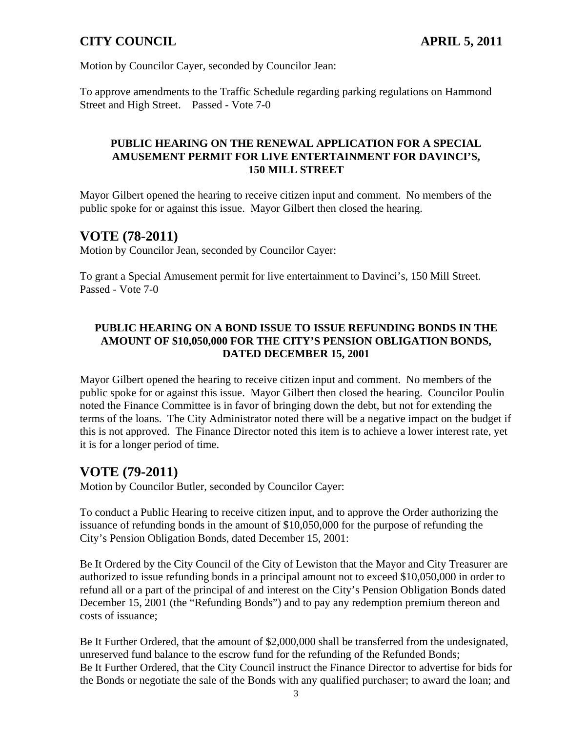Motion by Councilor Cayer, seconded by Councilor Jean:

To approve amendments to the Traffic Schedule regarding parking regulations on Hammond Street and High Street. Passed - Vote 7-0

**PUBLIC HEARING ON THE RENEWAL APPLICATION FOR A SPECIAL AMUSEMENT PERMIT FOR LIVE ENTERTAINMENT FOR DAVINCI'S, 150 MILL STREET**

Mayor Gilbert opened the hearing to receive citizen input and comment. No members of the public spoke for or against this issue. Mayor Gilbert then closed the hearing.

## VOTE (78-2011)

Motion by Councilor Jean, seconded by Councilor Cayer:

To grant a Special Amusement permit for live entertainment to Davinci's, 150 Mill Street. Passed - Vote 7-0

**PUBLIC HEARING ON A BOND ISSUE TO ISSUE REFUNDING BONDS IN THE AMOUNT OF $10,050,000 FOR THE CITY'S PENSION OBLIGATION BONDS, DATED DECEMBER 15, 2001**

Mayor Gilbert opened the hearing to receive citizen input and comment. No members of the public spoke for or against this issue. Mayor Gilbert then closed the hearing. Councilor Poulin noted the Finance Committee is in favor of bringing down the debt, but not for extending the terms of the loans. The City Administrator noted there will be a negative impact on the budget if this is not approved. The Finance Director noted this item is to achieve a lower interest rate, yet it is for a longer period of time.

## VOTE (79-2011)

Motion by Councilor Butler, seconded by Councilor Cayer:

To conduct a Public Hearing to receive citizen input, and to approve the Order authorizing the issuance of refunding bonds in the amount of $10,050,000 for the purpose of refunding the City's Pension Obligation Bonds, dated December 15, 2001:

Be It Ordered by the City Council of the City of Lewiston that the Mayor and City Treasurer are authorized to issue refunding bonds in a principal amount not to exceed $10,050,000 in order to refund all or a part of the principal of and interest on the City's Pension Obligation Bonds dated December 15, 2001 (the "Refunding Bonds") and to pay any redemption premium thereon and costs of issuance;

Be It Further Ordered, that the amount of $2,000,000 shall be transferred from the undesignated, unreserved fund balance to the escrow fund for the refunding of the Refunded Bonds;
Be It Further Ordered, that the City Council instruct the Finance Director to advertise for bids for the Bonds or negotiate the sale of the Bonds with any qualified purchaser; to award the loan; and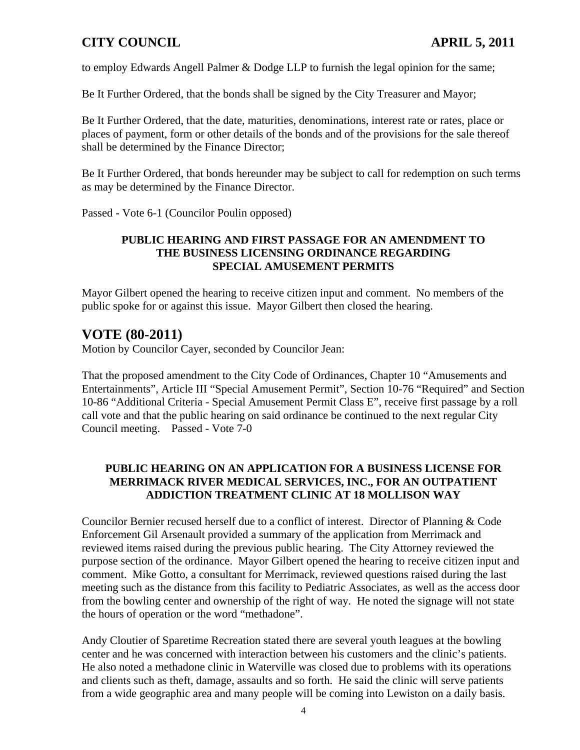to employ Edwards Angell Palmer & Dodge LLP to furnish the legal opinion for the same;

Be It Further Ordered, that the bonds shall be signed by the City Treasurer and Mayor;

Be It Further Ordered, that the date, maturities, denominations, interest rate or rates, place or places of payment, form or other details of the bonds and of the provisions for the sale thereof shall be determined by the Finance Director;

Be It Further Ordered, that bonds hereunder may be subject to call for redemption on such terms as may be determined by the Finance Director.

Passed - Vote 6-1 (Councilor Poulin opposed)

**PUBLIC HEARING AND FIRST PASSAGE FOR AN AMENDMENT TO THE BUSINESS LICENSING ORDINANCE REGARDING SPECIAL AMUSEMENT PERMITS**

Mayor Gilbert opened the hearing to receive citizen input and comment. No members of the public spoke for or against this issue. Mayor Gilbert then closed the hearing.

## VOTE (80-2011)

Motion by Councilor Cayer, seconded by Councilor Jean:

That the proposed amendment to the City Code of Ordinances, Chapter 10 "Amusements and Entertainments", Article III "Special Amusement Permit", Section 10-76 "Required" and Section 10-86 "Additional Criteria - Special Amusement Permit Class E", receive first passage by a roll call vote and that the public hearing on said ordinance be continued to the next regular City Council meeting. Passed - Vote 7-0

**PUBLIC HEARING ON AN APPLICATION FOR A BUSINESS LICENSE FOR MERRIMACK RIVER MEDICAL SERVICES, INC., FOR AN OUTPATIENT ADDICTION TREATMENT CLINIC AT 18 MOLLISON WAY**

Councilor Bernier recused herself due to a conflict of interest. Director of Planning & Code Enforcement Gil Arsenault provided a summary of the application from Merrimack and reviewed items raised during the previous public hearing. The City Attorney reviewed the purpose section of the ordinance. Mayor Gilbert opened the hearing to receive citizen input and comment. Mike Gotto, a consultant for Merrimack, reviewed questions raised during the last meeting such as the distance from this facility to Pediatric Associates, as well as the access door from the bowling center and ownership of the right of way. He noted the signage will not state the hours of operation or the word "methadone".

Andy Cloutier of Sparetime Recreation stated there are several youth leagues at the bowling center and he was concerned with interaction between his customers and the clinic's patients. He also noted a methadone clinic in Waterville was closed due to problems with its operations and clients such as theft, damage, assaults and so forth. He said the clinic will serve patients from a wide geographic area and many people will be coming into Lewiston on a daily basis.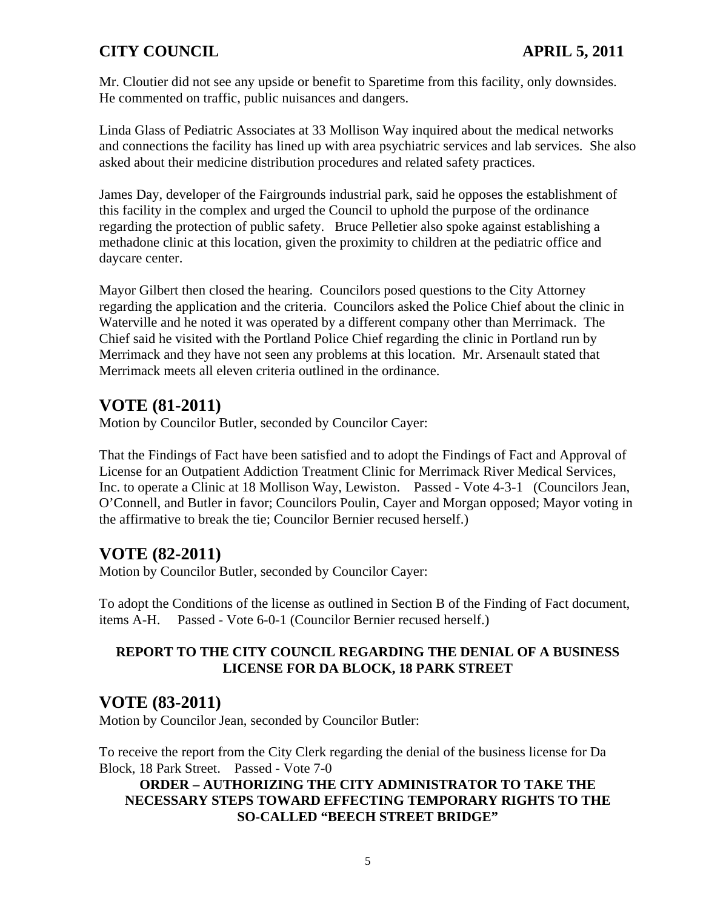Mr. Cloutier did not see any upside or benefit to Sparetime from this facility, only downsides. He commented on traffic, public nuisances and dangers.

Linda Glass of Pediatric Associates at 33 Mollison Way inquired about the medical networks and connections the facility has lined up with area psychiatric services and lab services. She also asked about their medicine distribution procedures and related safety practices.

James Day, developer of the Fairgrounds industrial park, said he opposes the establishment of this facility in the complex and urged the Council to uphold the purpose of the ordinance regarding the protection of public safety. Bruce Pelletier also spoke against establishing a methadone clinic at this location, given the proximity to children at the pediatric office and daycare center.

Mayor Gilbert then closed the hearing. Councilors posed questions to the City Attorney regarding the application and the criteria. Councilors asked the Police Chief about the clinic in Waterville and he noted it was operated by a different company other than Merrimack. The Chief said he visited with the Portland Police Chief regarding the clinic in Portland run by Merrimack and they have not seen any problems at this location. Mr. Arsenault stated that Merrimack meets all eleven criteria outlined in the ordinance.

## VOTE (81-2011)

Motion by Councilor Butler, seconded by Councilor Cayer:

That the Findings of Fact have been satisfied and to adopt the Findings of Fact and Approval of License for an Outpatient Addiction Treatment Clinic for Merrimack River Medical Services, Inc. to operate a Clinic at 18 Mollison Way, Lewiston. Passed - Vote 4-3-1 (Councilors Jean, O'Connell, and Butler in favor; Councilors Poulin, Cayer and Morgan opposed; Mayor voting in the affirmative to break the tie; Councilor Bernier recused herself.)

## VOTE (82-2011)

Motion by Councilor Butler, seconded by Councilor Cayer:

To adopt the Conditions of the license as outlined in Section B of the Finding of Fact document, items A-H. Passed - Vote 6-0-1 (Councilor Bernier recused herself.)

**REPORT TO THE CITY COUNCIL REGARDING THE DENIAL OF A BUSINESS LICENSE FOR DA BLOCK, 18 PARK STREET**

## VOTE (83-2011)

Motion by Councilor Jean, seconded by Councilor Butler:

To receive the report from the City Clerk regarding the denial of the business license for Da Block, 18 Park Street. Passed - Vote 7-0

**ORDER – AUTHORIZING THE CITY ADMINISTRATOR TO TAKE THE NECESSARY STEPS TOWARD EFFECTING TEMPORARY RIGHTS TO THE SO-CALLED "BEECH STREET BRIDGE"**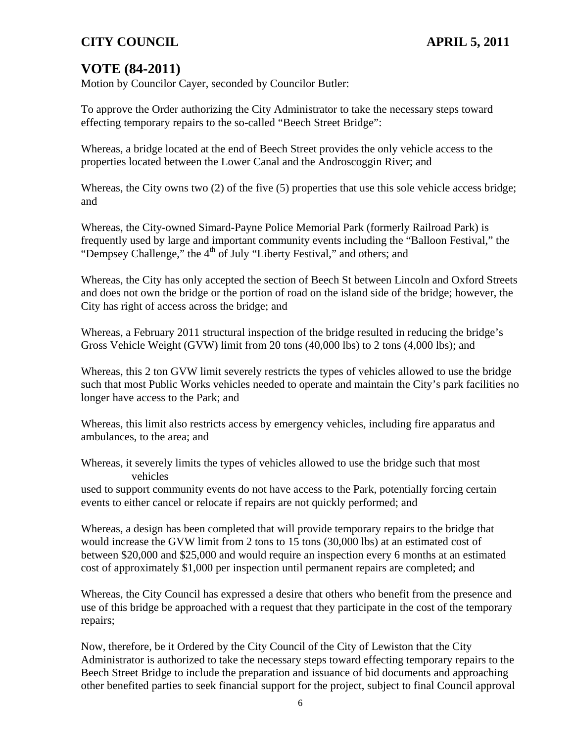## VOTE (84-2011)

Motion by Councilor Cayer, seconded by Councilor Butler:

To approve the Order authorizing the City Administrator to take the necessary steps toward effecting temporary repairs to the so-called "Beech Street Bridge":

Whereas, a bridge located at the end of Beech Street provides the only vehicle access to the properties located between the Lower Canal and the Androscoggin River; and

Whereas, the City owns two (2) of the five (5) properties that use this sole vehicle access bridge; and

Whereas, the City-owned Simard-Payne Police Memorial Park (formerly Railroad Park) is frequently used by large and important community events including the "Balloon Festival," the "Dempsey Challenge," the 4th of July "Liberty Festival," and others; and

Whereas, the City has only accepted the section of Beech St between Lincoln and Oxford Streets and does not own the bridge or the portion of road on the island side of the bridge; however, the City has right of access across the bridge; and

Whereas, a February 2011 structural inspection of the bridge resulted in reducing the bridge's Gross Vehicle Weight (GVW) limit from 20 tons (40,000 lbs) to 2 tons (4,000 lbs); and

Whereas, this 2 ton GVW limit severely restricts the types of vehicles allowed to use the bridge such that most Public Works vehicles needed to operate and maintain the City's park facilities no longer have access to the Park; and

Whereas, this limit also restricts access by emergency vehicles, including fire apparatus and ambulances, to the area; and

Whereas, it severely limits the types of vehicles allowed to use the bridge such that most vehicles used to support community events do not have access to the Park, potentially forcing certain events to either cancel or relocate if repairs are not quickly performed; and

Whereas, a design has been completed that will provide temporary repairs to the bridge that would increase the GVW limit from 2 tons to 15 tons (30,000 lbs) at an estimated cost of between $20,000 and $25,000 and would require an inspection every 6 months at an estimated cost of approximately $1,000 per inspection until permanent repairs are completed; and

Whereas, the City Council has expressed a desire that others who benefit from the presence and use of this bridge be approached with a request that they participate in the cost of the temporary repairs;

Now, therefore, be it Ordered by the City Council of the City of Lewiston that the City Administrator is authorized to take the necessary steps toward effecting temporary repairs to the Beech Street Bridge to include the preparation and issuance of bid documents and approaching other benefited parties to seek financial support for the project, subject to final Council approval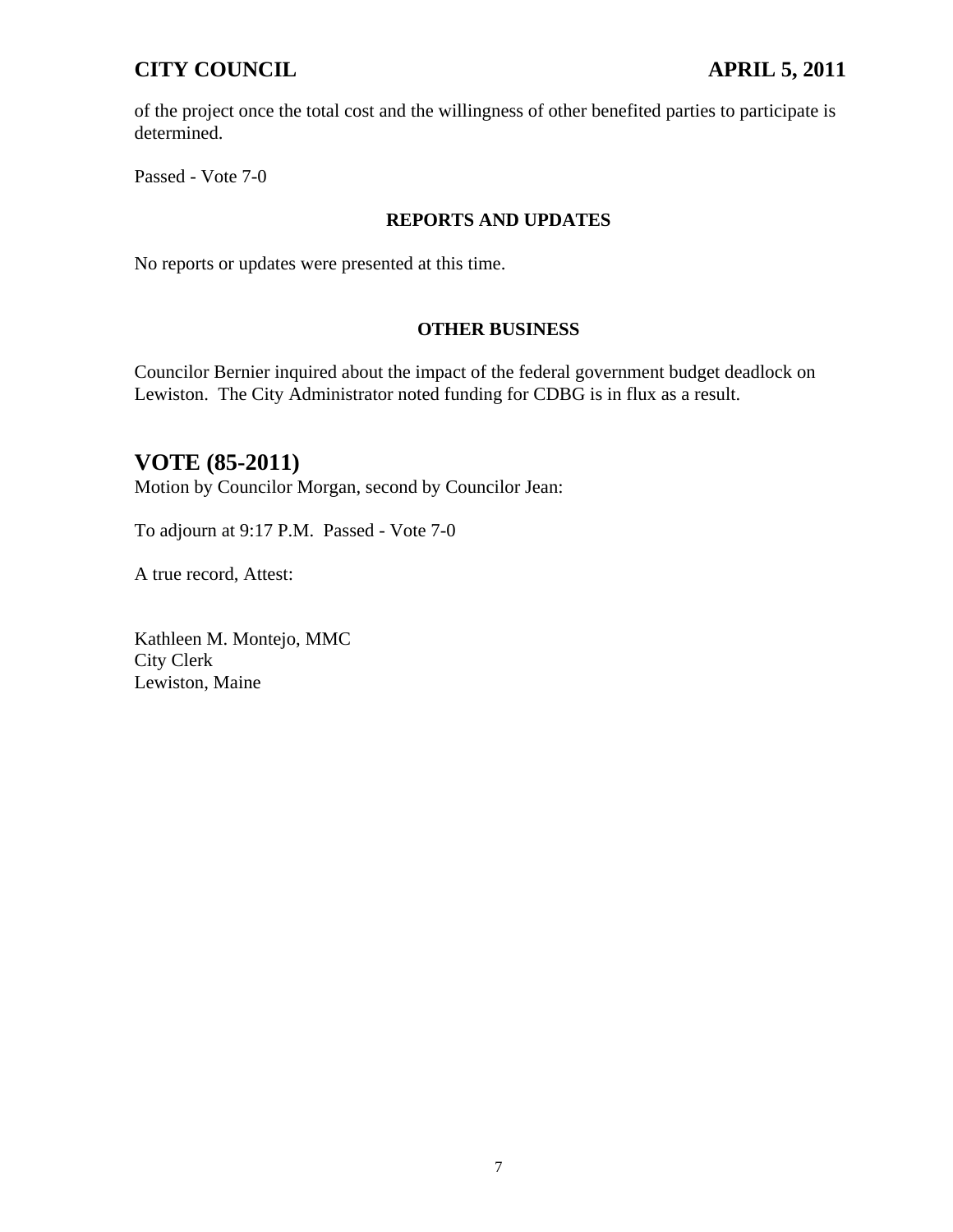of the project once the total cost and the willingness of other benefited parties to participate is determined.

Passed - Vote 7-0

**REPORTS AND UPDATES**

No reports or updates were presented at this time.

**OTHER BUSINESS**

Councilor Bernier inquired about the impact of the federal government budget deadlock on Lewiston. The City Administrator noted funding for CDBG is in flux as a result.

## VOTE (85-2011)

Motion by Councilor Morgan, second by Councilor Jean:

To adjourn at 9:17 P.M. Passed - Vote 7-0

A true record, Attest:

Kathleen M. Montejo, MMC
City Clerk
Lewiston, Maine